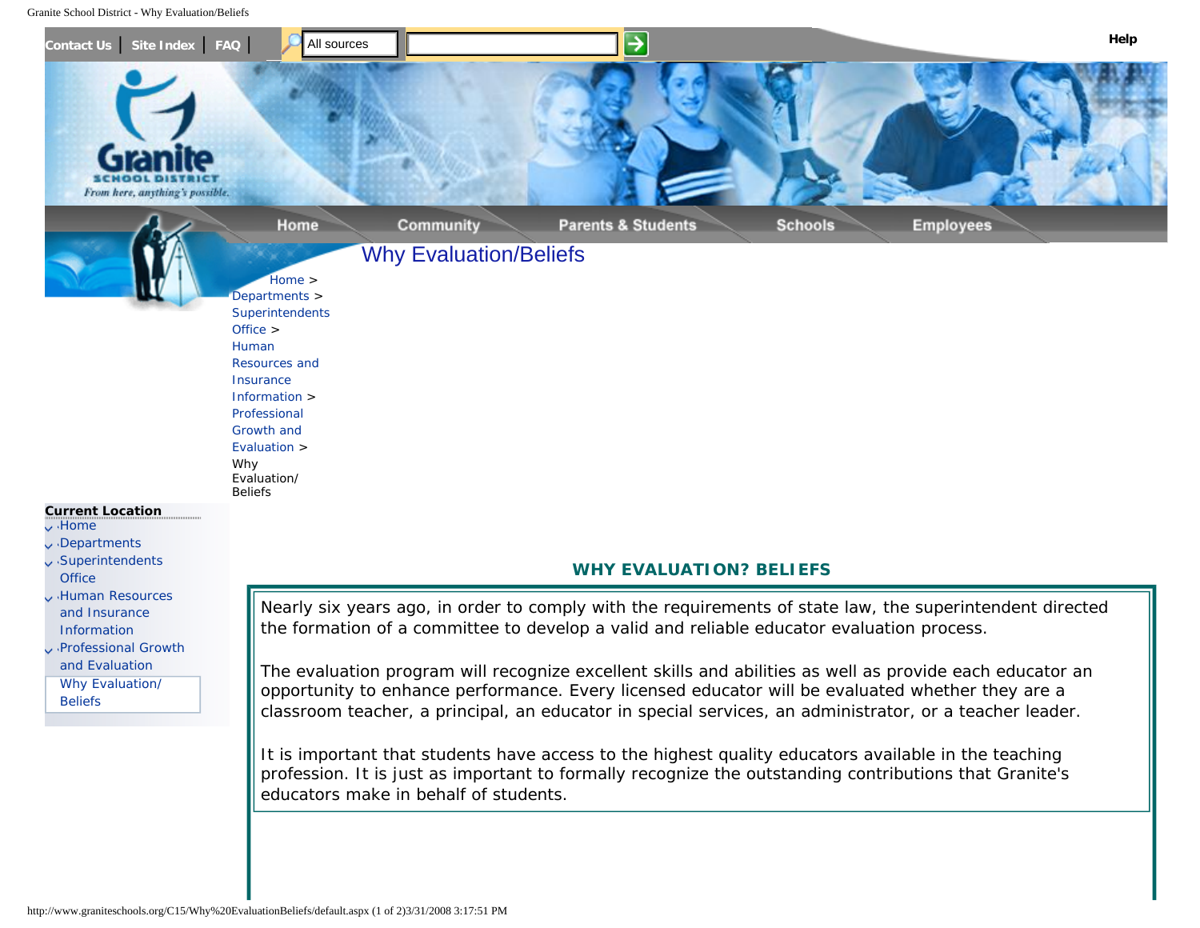Contact Us | Site Index | FAQ | All sources

Help

# Why Evaluation/Beliefs

Home > Departments > Superintendents Office > Human Resources and Insurance Information > Professional Growth and Evaluation > Why Evaluation/ Beliefs

**Current Location**

- Home
- Departments
- Superintendents Office
- Human Resources and Insurance Information
- Professional Growth and Evaluation
- Why Evaluation/ Beliefs

## WHY EVALUATION? BELIEFS

Nearly six years ago, in order to comply with the requirements of state law, the superintendent directed the formation of a committee to develop a valid and reliable educator evaluation process.

The evaluation program will recognize excellent skills and abilities as well as provide each educator an opportunity to enhance performance. Every licensed educator will be evaluated whether they are a classroom teacher, a principal, an educator in special services, an administrator, or a teacher leader.

It is important that students have access to the highest quality educators available in the teaching profession. It is just as important to formally recognize the outstanding contributions that Granite's educators make in behalf of students.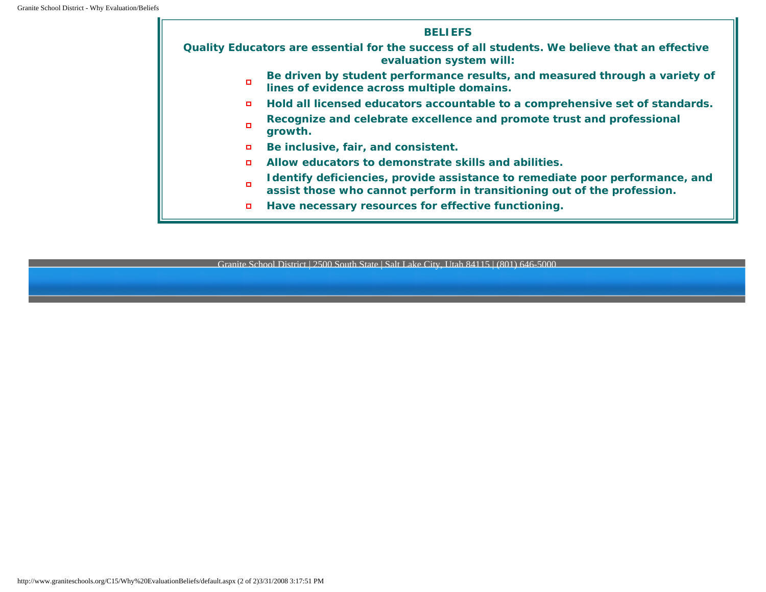## BELIEFS

**Quality Educators are essential for the success of all students. We believe that an effective evaluation system will:**

- **Be driven by student performance results, and measured through a variety of lines of evidence across multiple domains.**
- **Hold all licensed educators accountable to a comprehensive set of standards.**
- **Recognize and celebrate excellence and promote trust and professional growth.**
- **Be inclusive, fair, and consistent.**
- **Allow educators to demonstrate skills and abilities.**
- **Identify deficiencies, provide assistance to remediate poor performance, and assist those who cannot perform in transitioning out of the profession.**
- **Have necessary resources for effective functioning.**

Granite School District | 2500 South State | Salt Lake City, Utah 84115 | (801) 646-5000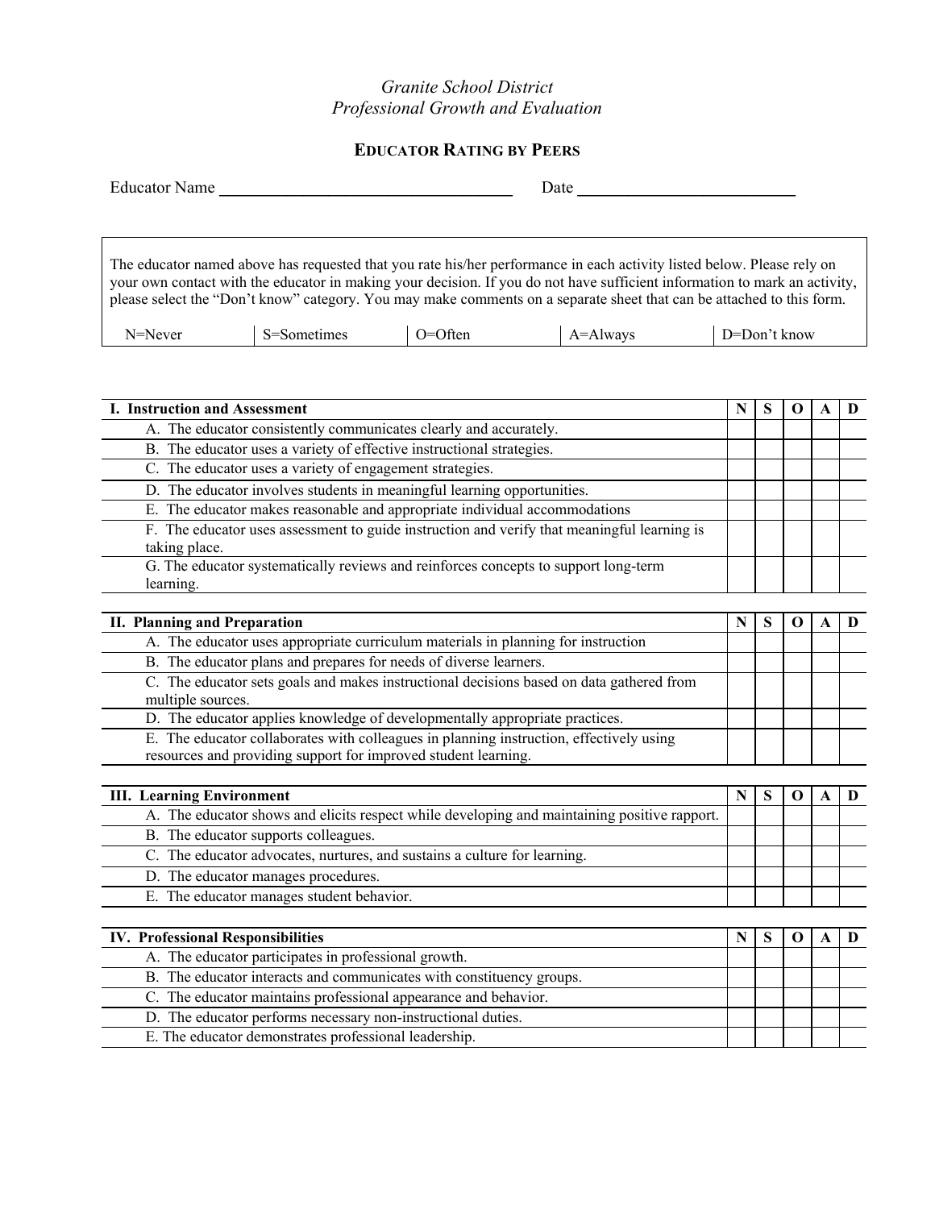*Granite School District*
*Professional Growth and Evaluation*

## EDUCATOR RATING BY PEERS

Educator Name ________________________________ Date ________________________

The educator named above has requested that you rate his/her performance in each activity listed below. Please rely on your own contact with the educator in making your decision. If you do not have sufficient information to mark an activity, please select the "Don't know" category. You may make comments on a separate sheet that can be attached to this form.

| N=Never | S=Sometimes | O=Often | A=Always | D=Don't know |
|---|---|---|---|---|

| **I. Instruction and Assessment** | **N** | **S** | **O** | **A** | **D** |
|---|---|---|---|---|---|
| A. The educator consistently communicates clearly and accurately. | | | | | |
| B. The educator uses a variety of effective instructional strategies. | | | | | |
| C. The educator uses a variety of engagement strategies. | | | | | |
| D. The educator involves students in meaningful learning opportunities. | | | | | |
| E. The educator makes reasonable and appropriate individual accommodations | | | | | |
| F. The educator uses assessment to guide instruction and verify that meaningful learning is taking place. | | | | | |
| G. The educator systematically reviews and reinforces concepts to support long-term learning. | | | | | |

| **II. Planning and Preparation** | **N** | **S** | **O** | **A** | **D** |
|---|---|---|---|---|---|
| A. The educator uses appropriate curriculum materials in planning for instruction | | | | | |
| B. The educator plans and prepares for needs of diverse learners. | | | | | |
| C. The educator sets goals and makes instructional decisions based on data gathered from multiple sources. | | | | | |
| D. The educator applies knowledge of developmentally appropriate practices. | | | | | |
| E. The educator collaborates with colleagues in planning instruction, effectively using resources and providing support for improved student learning. | | | | | |

| **III. Learning Environment** | **N** | **S** | **O** | **A** | **D** |
|---|---|---|---|---|---|
| A. The educator shows and elicits respect while developing and maintaining positive rapport. | | | | | |
| B. The educator supports colleagues. | | | | | |
| C. The educator advocates, nurtures, and sustains a culture for learning. | | | | | |
| D. The educator manages procedures. | | | | | |
| E. The educator manages student behavior. | | | | | |

| **IV. Professional Responsibilities** | **N** | **S** | **O** | **A** | **D** |
|---|---|---|---|---|---|
| A. The educator participates in professional growth. | | | | | |
| B. The educator interacts and communicates with constituency groups. | | | | | |
| C. The educator maintains professional appearance and behavior. | | | | | |
| D. The educator performs necessary non-instructional duties. | | | | | |
| E. The educator demonstrates professional leadership. | | | | | |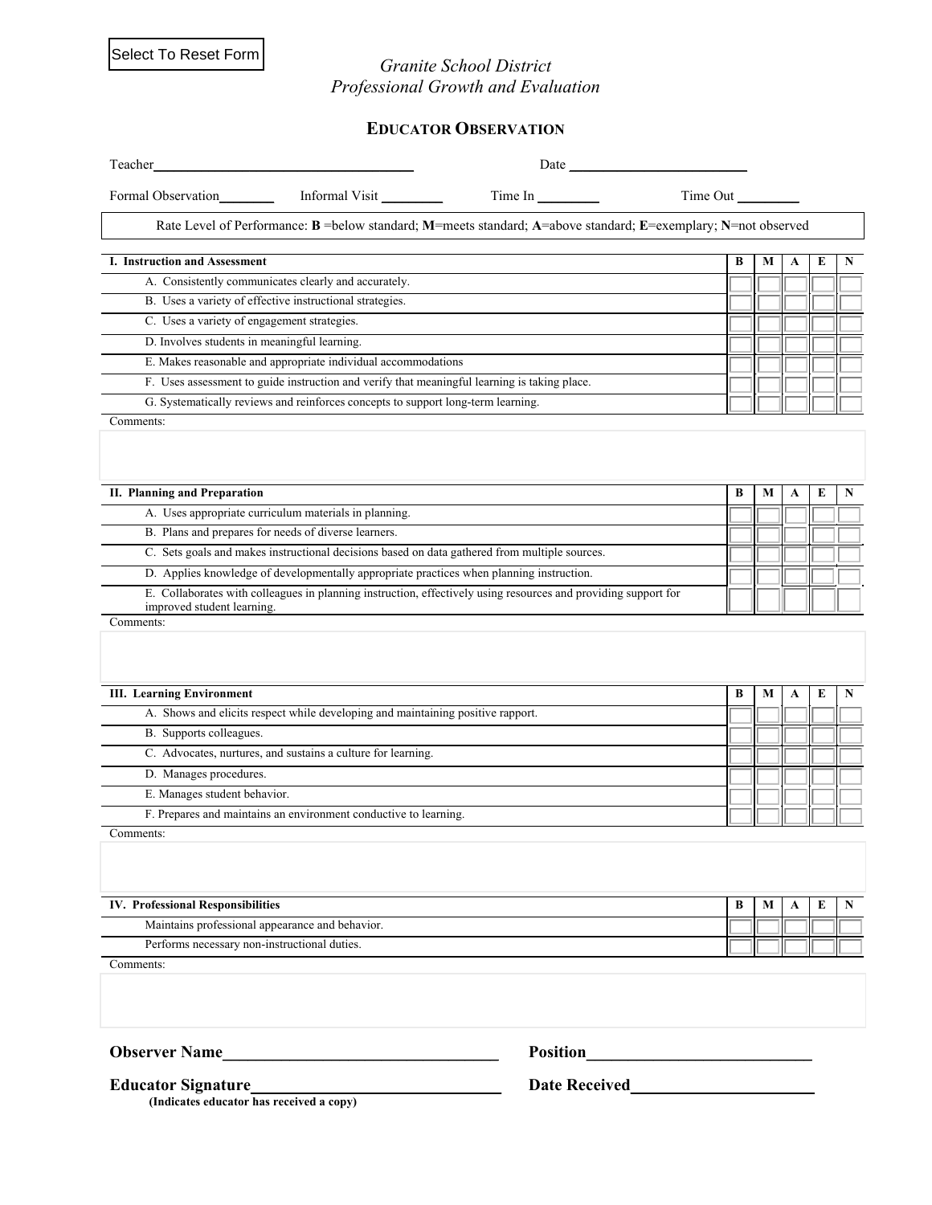Select To Reset Form

*Granite School District*
*Professional Growth and Evaluation*

## EDUCATOR OBSERVATION

Teacher\_\_\_\_\_\_\_\_\_\_\_\_\_\_\_\_\_\_\_\_\_\_\_\_\_\_\_\_\_\_\_\_\_\_\_\_ Date \_\_\_\_\_\_\_\_\_\_\_\_\_\_\_\_\_\_\_\_\_\_\_\_\_

Formal Observation\_\_\_\_\_\_\_\_ Informal Visit \_\_\_\_\_\_\_\_\_ Time In \_\_\_\_\_\_\_\_\_ Time Out \_\_\_\_\_\_\_\_\_

Rate Level of Performance: **B** =below standard; **M**=meets standard; **A**=above standard; **E**=exemplary; **N**=not observed

| **I. Instruction and Assessment** | **B** | **M** | **A** | **E** | **N** |
|---|---|---|---|---|---|
| A. Consistently communicates clearly and accurately. | | | | | |
| B. Uses a variety of effective instructional strategies. | | | | | |
| C. Uses a variety of engagement strategies. | | | | | |
| D. Involves students in meaningful learning. | | | | | |
| E. Makes reasonable and appropriate individual accommodations | | | | | |
| F. Uses assessment to guide instruction and verify that meaningful learning is taking place. | | | | | |
| G. Systematically reviews and reinforces concepts to support long-term learning. | | | | | |

Comments:

| **II. Planning and Preparation** | **B** | **M** | **A** | **E** | **N** |
|---|---|---|---|---|---|
| A. Uses appropriate curriculum materials in planning. | | | | | |
| B. Plans and prepares for needs of diverse learners. | | | | | |
| C. Sets goals and makes instructional decisions based on data gathered from multiple sources. | | | | | |
| D. Applies knowledge of developmentally appropriate practices when planning instruction. | | | | | |
| E. Collaborates with colleagues in planning instruction, effectively using resources and providing support for improved student learning. | | | | | |

Comments:

| **III. Learning Environment** | **B** | **M** | **A** | **E** | **N** |
|---|---|---|---|---|---|
| A. Shows and elicits respect while developing and maintaining positive rapport. | | | | | |
| B. Supports colleagues. | | | | | |
| C. Advocates, nurtures, and sustains a culture for learning. | | | | | |
| D. Manages procedures. | | | | | |
| E. Manages student behavior. | | | | | |
| F. Prepares and maintains an environment conductive to learning. | | | | | |

Comments:

| **IV. Professional Responsibilities** | **B** | **M** | **A** | **E** | **N** |
|---|---|---|---|---|---|
| Maintains professional appearance and behavior. | | | | | |
| Performs necessary non-instructional duties. | | | | | |

Comments:

**Observer Name**\_\_\_\_\_\_\_\_\_\_\_\_\_\_\_\_\_\_\_\_\_\_\_\_\_\_\_\_\_\_\_\_\_\_ **Position**\_\_\_\_\_\_\_\_\_\_\_\_\_\_\_\_\_\_\_\_\_\_\_\_\_\_\_\_

**Educator Signature**\_\_\_\_\_\_\_\_\_\_\_\_\_\_\_\_\_\_\_\_\_\_\_\_\_\_\_\_\_\_ **Date Received**\_\_\_\_\_\_\_\_\_\_\_\_\_\_\_\_\_\_\_\_\_\_\_

**(Indicates educator has received a copy)**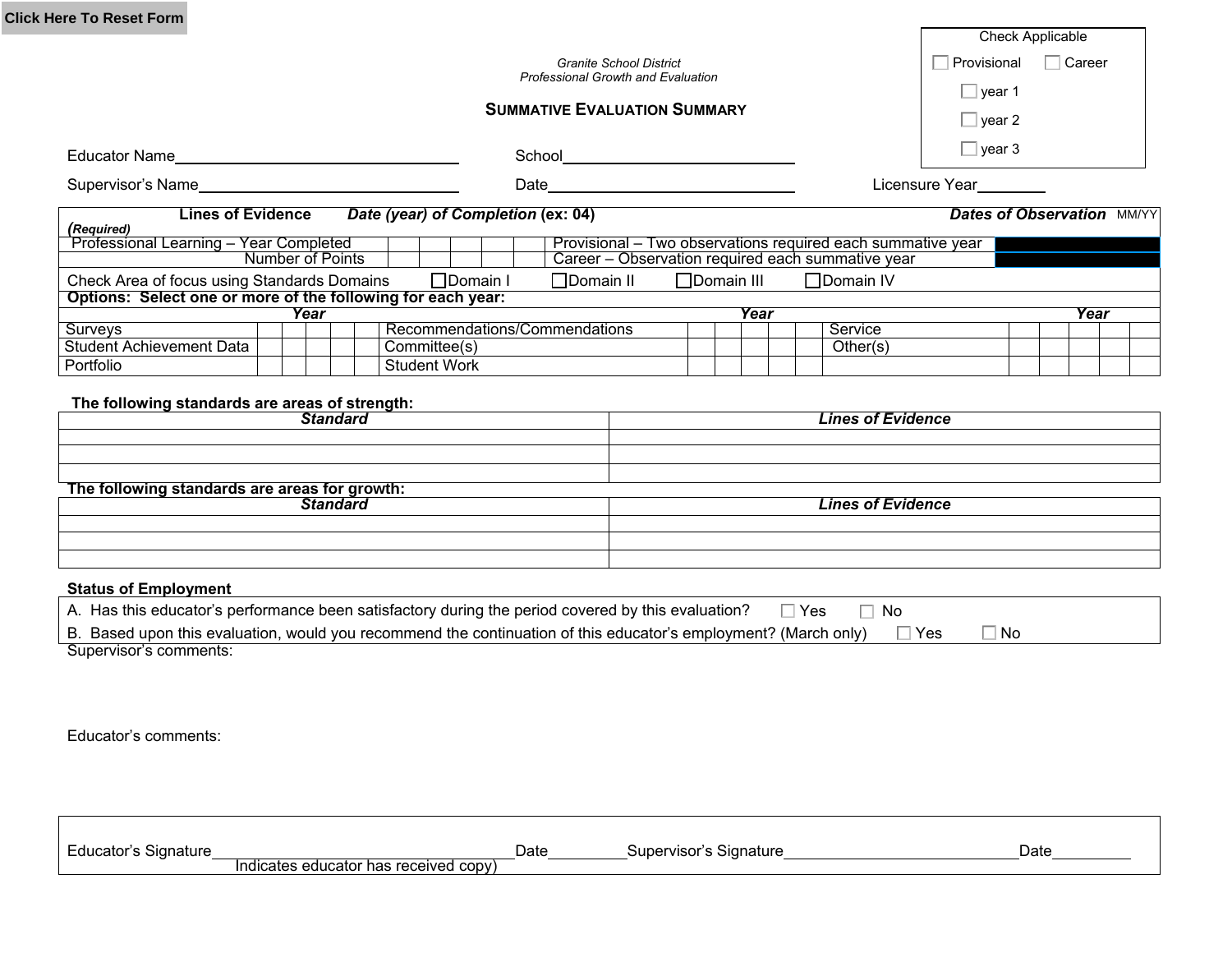Click Here To Reset Form

*Granite School District*
*Professional Growth and Evaluation*

## SUMMATIVE EVALUATION SUMMARY

Check Applicable

☐ Provisional ☐ Career

☐ year 1

☐ year 2

☐ year 3

Educator Name________________________________ School__________________________

Supervisor's Name______________________________ Date____________________________ Licensure Year________

| Lines of Evidence (*Required*) | *Date (year) of Completion* (ex: 04) | | | | | *Dates of Observation* MM/YY | |
|---|---|---|---|---|---|---|---|
| Professional Learning – Year Completed | | | | | | Provisional – Two observations required each summative year | |
| Number of Points | | | | | | Career – Observation required each summative year | |

Check Area of focus using Standards Domains ☐Domain I ☐Domain II ☐Domain III ☐Domain IV

**Options: Select one or more of the following for each year:**

| | *Year* | | | | | | *Year* | | | | | | *Year* | | | | |
|---|---|---|---|---|---|---|---|---|---|---|---|---|---|---|---|---|---|
| Surveys | | | | | | Recommendations/Commendations | | | | | | Service | | | | | |
| Student Achievement Data | | | | | | Committee(s) | | | | | | Other(s) | | | | | |
| Portfolio | | | | | | Student Work | | | | | | | | | | | |

**The following standards are areas of strength:**

| *Standard* | *Lines of Evidence* |
|---|---|
| | |
| | |
| | |

**The following standards are areas for growth:**

| *Standard* | *Lines of Evidence* |
|---|---|
| | |
| | |
| | |

**Status of Employment**

A. Has this educator's performance been satisfactory during the period covered by this evaluation? ☐ Yes ☐ No

B. Based upon this evaluation, would you recommend the continuation of this educator's employment? (March only) ☐ Yes ☐ No

Supervisor's comments:

Educator's comments:

Educator's Signature________________________________ Date_________ Supervisor's Signature__________________________ Date_________
Indicates educator has received copy)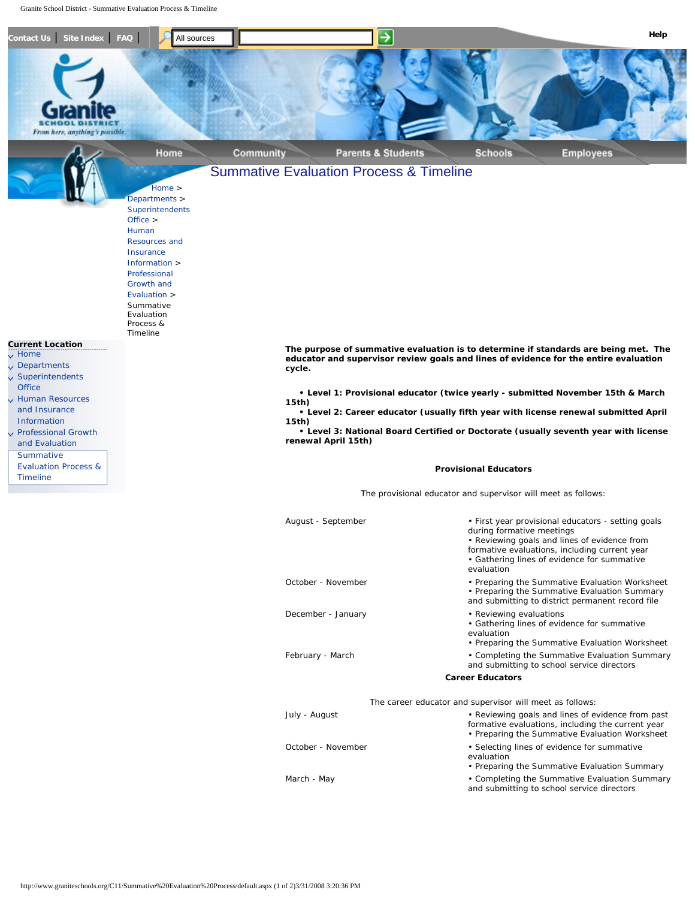Contact Us | Site Index | FAQ | All sources | Help

Home | Community | Parents & Students | Schools | Employees

# Summative Evaluation Process & Timeline

Home > Departments > Superintendents Office > Human Resources and Insurance Information > Professional Growth and Evaluation > Summative Evaluation Process & Timeline

**Current Location**

- Home
- Departments
- Superintendents Office
- Human Resources and Insurance Information
- Professional Growth and Evaluation
- Summative Evaluation Process & Timeline

**The purpose of summative evaluation is to determine if standards are being met. The educator and supervisor review goals and lines of evidence for the entire evaluation cycle.**

- **Level 1: Provisional educator (twice yearly - submitted November 15th & March 15th)**
- **Level 2: Career educator (usually fifth year with license renewal submitted April 15th)**
- **Level 3: National Board Certified or Doctorate (usually seventh year with license renewal April 15th)**

**Provisional Educators**

The provisional educator and supervisor will meet as follows:

| | |
|---|---|
| August - September | • First year provisional educators - setting goals during formative meetings<br>• Reviewing goals and lines of evidence from formative evaluations, including current year<br>• Gathering lines of evidence for summative evaluation |
| October - November | • Preparing the Summative Evaluation Worksheet<br>• Preparing the Summative Evaluation Summary and submitting to district permanent record file |
| December - January | • Reviewing evaluations<br>• Gathering lines of evidence for summative evaluation<br>• Preparing the Summative Evaluation Worksheet |
| February - March | • Completing the Summative Evaluation Summary and submitting to school service directors |

**Career Educators**

The career educator and supervisor will meet as follows:

| | |
|---|---|
| July - August | • Reviewing goals and lines of evidence from past formative evaluations, including the current year<br>• Preparing the Summative Evaluation Worksheet |
| October - November | • Selecting lines of evidence for summative evaluation<br>• Preparing the Summative Evaluation Summary |
| March - May | • Completing the Summative Evaluation Summary and submitting to school service directors |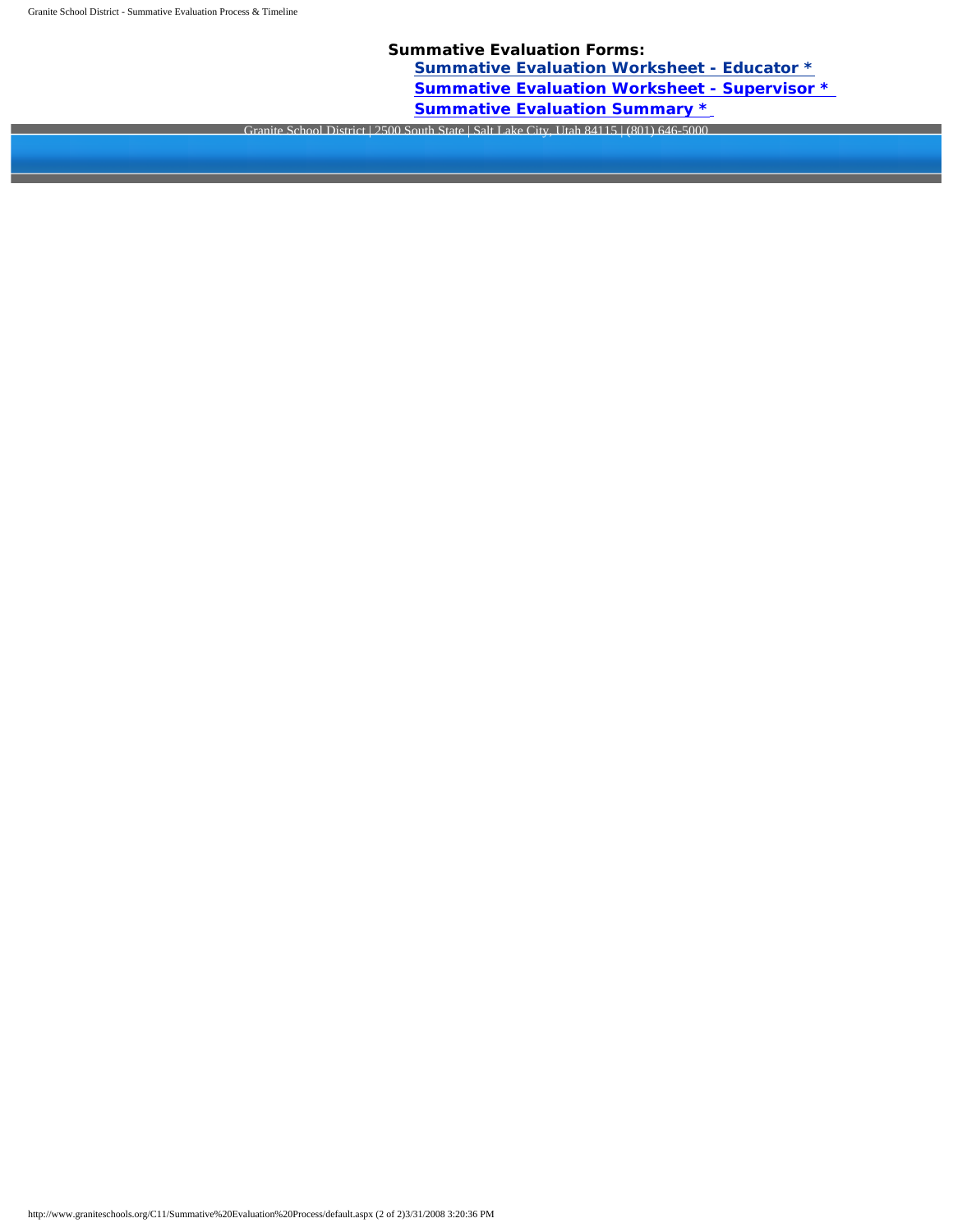**Summative Evaluation Forms:**

- **Summative Evaluation Worksheet - Educator ***
- **Summative Evaluation Worksheet - Supervisor ***
- **Summative Evaluation Summary ***

Granite School District | 2500 South State | Salt Lake City, Utah 84115 | (801) 646-5000